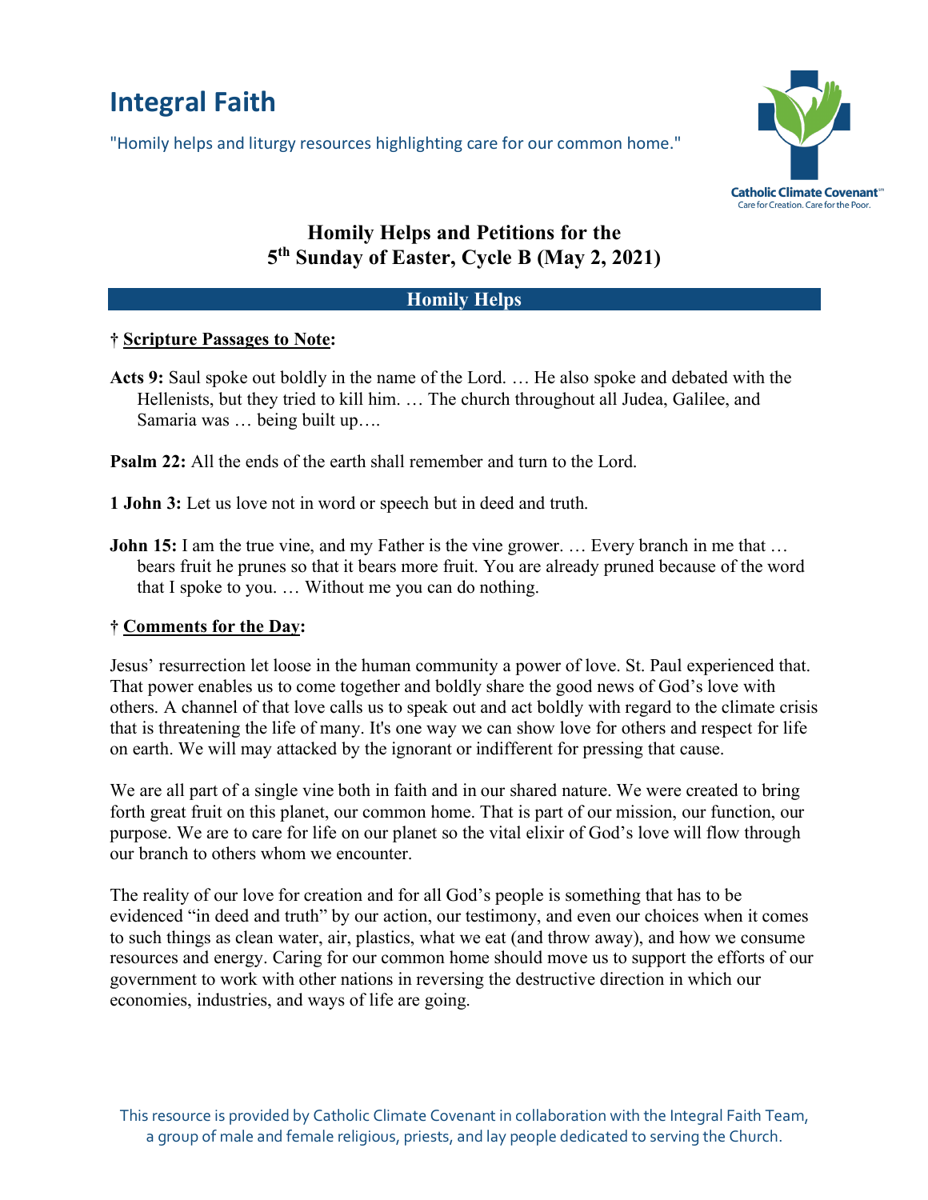# Integral Faith

"Homily helps and liturgy resources highlighting care for our common home."

Catholic Climate Covenant
Care for Creation. Care for the Poor.

## Homily Helps and Petitions for the 5th Sunday of Easter, Cycle B (May 2, 2021)

### Homily Helps

**† Scripture Passages to Note:**

**Acts 9:** Saul spoke out boldly in the name of the Lord. … He also spoke and debated with the Hellenists, but they tried to kill him. … The church throughout all Judea, Galilee, and Samaria was … being built up….

**Psalm 22:** All the ends of the earth shall remember and turn to the Lord.

**1 John 3:** Let us love not in word or speech but in deed and truth.

**John 15:** I am the true vine, and my Father is the vine grower. … Every branch in me that … bears fruit he prunes so that it bears more fruit. You are already pruned because of the word that I spoke to you. … Without me you can do nothing.

**† Comments for the Day:**

Jesus' resurrection let loose in the human community a power of love. St. Paul experienced that. That power enables us to come together and boldly share the good news of God's love with others. A channel of that love calls us to speak out and act boldly with regard to the climate crisis that is threatening the life of many. It's one way we can show love for others and respect for life on earth. We will may attacked by the ignorant or indifferent for pressing that cause.

We are all part of a single vine both in faith and in our shared nature. We were created to bring forth great fruit on this planet, our common home. That is part of our mission, our function, our purpose. We are to care for life on our planet so the vital elixir of God's love will flow through our branch to others whom we encounter.

The reality of our love for creation and for all God's people is something that has to be evidenced "in deed and truth" by our action, our testimony, and even our choices when it comes to such things as clean water, air, plastics, what we eat (and throw away), and how we consume resources and energy. Caring for our common home should move us to support the efforts of our government to work with other nations in reversing the destructive direction in which our economies, industries, and ways of life are going.

This resource is provided by Catholic Climate Covenant in collaboration with the Integral Faith Team, a group of male and female religious, priests, and lay people dedicated to serving the Church.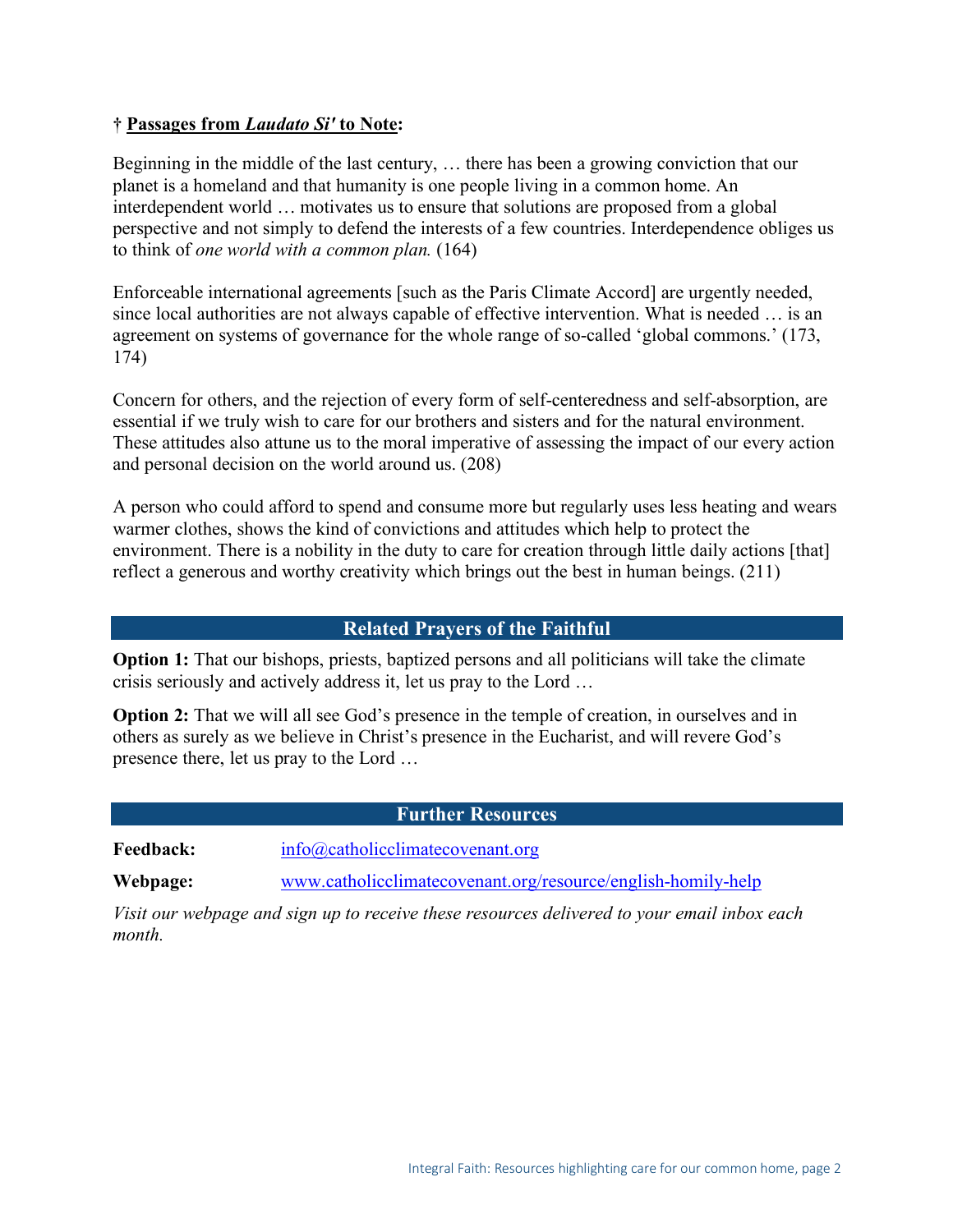**† Passages from *Laudato Si'* to Note:**

Beginning in the middle of the last century, … there has been a growing conviction that our planet is a homeland and that humanity is one people living in a common home. An interdependent world … motivates us to ensure that solutions are proposed from a global perspective and not simply to defend the interests of a few countries. Interdependence obliges us to think of *one world with a common plan.* (164)

Enforceable international agreements [such as the Paris Climate Accord] are urgently needed, since local authorities are not always capable of effective intervention. What is needed … is an agreement on systems of governance for the whole range of so-called 'global commons.' (173, 174)

Concern for others, and the rejection of every form of self-centeredness and self-absorption, are essential if we truly wish to care for our brothers and sisters and for the natural environment. These attitudes also attune us to the moral imperative of assessing the impact of our every action and personal decision on the world around us. (208)

A person who could afford to spend and consume more but regularly uses less heating and wears warmer clothes, shows the kind of convictions and attitudes which help to protect the environment. There is a nobility in the duty to care for creation through little daily actions [that] reflect a generous and worthy creativity which brings out the best in human beings. (211)

## Related Prayers of the Faithful

**Option 1:** That our bishops, priests, baptized persons and all politicians will take the climate crisis seriously and actively address it, let us pray to the Lord …

**Option 2:** That we will all see God's presence in the temple of creation, in ourselves and in others as surely as we believe in Christ's presence in the Eucharist, and will revere God's presence there, let us pray to the Lord …

## Further Resources

**Feedback:** info@catholicclimatecovenant.org

**Webpage:** www.catholicclimatecovenant.org/resource/english-homily-help

*Visit our webpage and sign up to receive these resources delivered to your email inbox each month.*